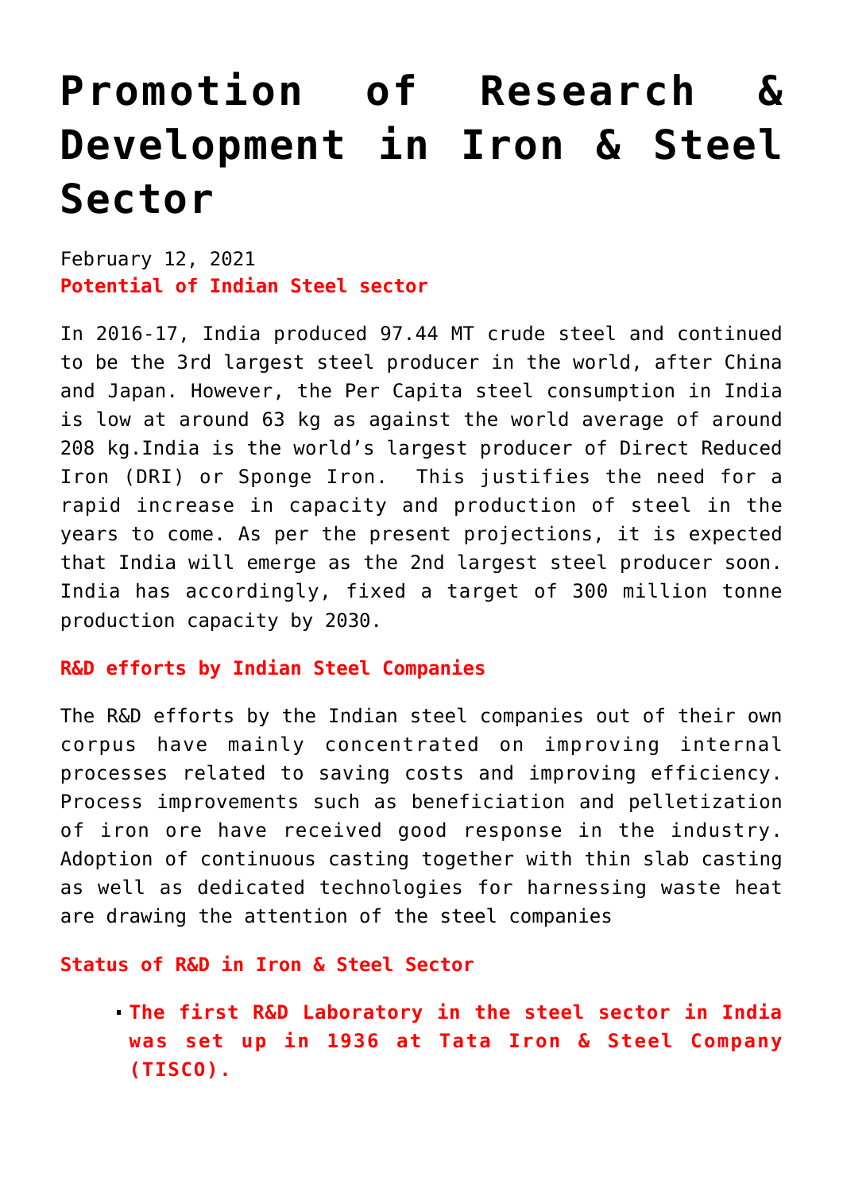# Promotion of Research & Development in Iron & Steel Sector

February 12, 2021

**Potential of Indian Steel sector**

In 2016-17, India produced 97.44 MT crude steel and continued to be the 3rd largest steel producer in the world, after China and Japan. However, the Per Capita steel consumption in India is low at around 63 kg as against the world average of around 208 kg.India is the world's largest producer of Direct Reduced Iron (DRI) or Sponge Iron.  This justifies the need for a rapid increase in capacity and production of steel in the years to come. As per the present projections, it is expected that India will emerge as the 2nd largest steel producer soon. India has accordingly, fixed a target of 300 million tonne production capacity by 2030.

**R&D efforts by Indian Steel Companies**

The R&D efforts by the Indian steel companies out of their own corpus have mainly concentrated on improving internal processes related to saving costs and improving efficiency. Process improvements such as beneficiation and pelletization of iron ore have received good response in the industry. Adoption of continuous casting together with thin slab casting as well as dedicated technologies for harnessing waste heat are drawing the attention of the steel companies

**Status of R&D in Iron & Steel Sector**

- **The first R&D Laboratory in the steel sector in India was set up in 1936 at Tata Iron & Steel Company (TISCO).**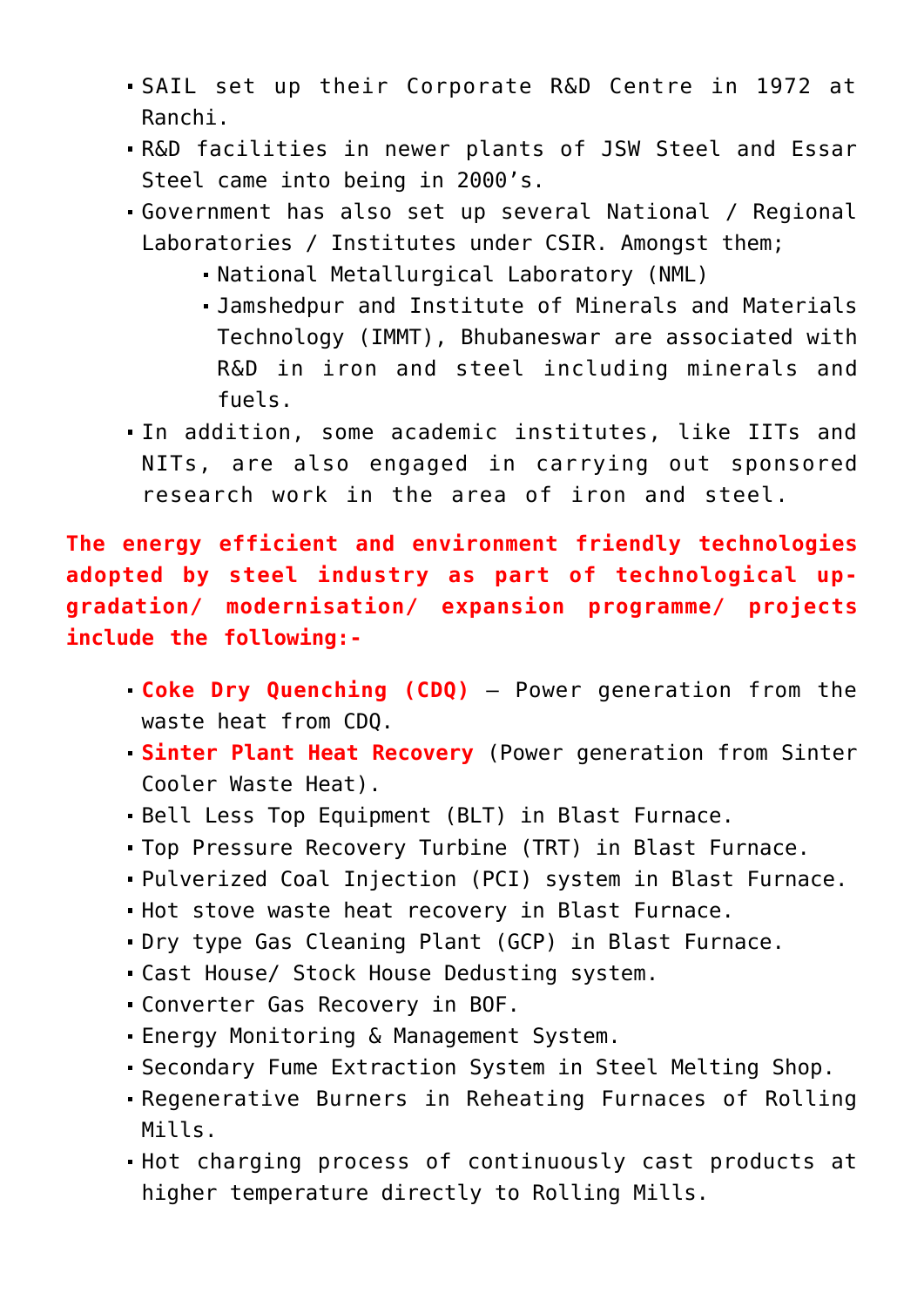- SAIL set up their Corporate R&D Centre in 1972 at Ranchi.
- R&D facilities in newer plants of JSW Steel and Essar Steel came into being in 2000's.
- Government has also set up several National / Regional Laboratories / Institutes under CSIR. Amongst them;
  - National Metallurgical Laboratory (NML)
  - Jamshedpur and Institute of Minerals and Materials Technology (IMMT), Bhubaneswar are associated with R&D in iron and steel including minerals and fuels.
- In addition, some academic institutes, like IITs and NITs, are also engaged in carrying out sponsored research work in the area of iron and steel.

**The energy efficient and environment friendly technologies adopted by steel industry as part of technological up-gradation/ modernisation/ expansion programme/ projects include the following:-**

- **Coke Dry Quenching (CDQ)** – Power generation from the waste heat from CDQ.
- **Sinter Plant Heat Recovery** (Power generation from Sinter Cooler Waste Heat).
- Bell Less Top Equipment (BLT) in Blast Furnace.
- Top Pressure Recovery Turbine (TRT) in Blast Furnace.
- Pulverized Coal Injection (PCI) system in Blast Furnace.
- Hot stove waste heat recovery in Blast Furnace.
- Dry type Gas Cleaning Plant (GCP) in Blast Furnace.
- Cast House/ Stock House Dedusting system.
- Converter Gas Recovery in BOF.
- Energy Monitoring & Management System.
- Secondary Fume Extraction System in Steel Melting Shop.
- Regenerative Burners in Reheating Furnaces of Rolling Mills.
- Hot charging process of continuously cast products at higher temperature directly to Rolling Mills.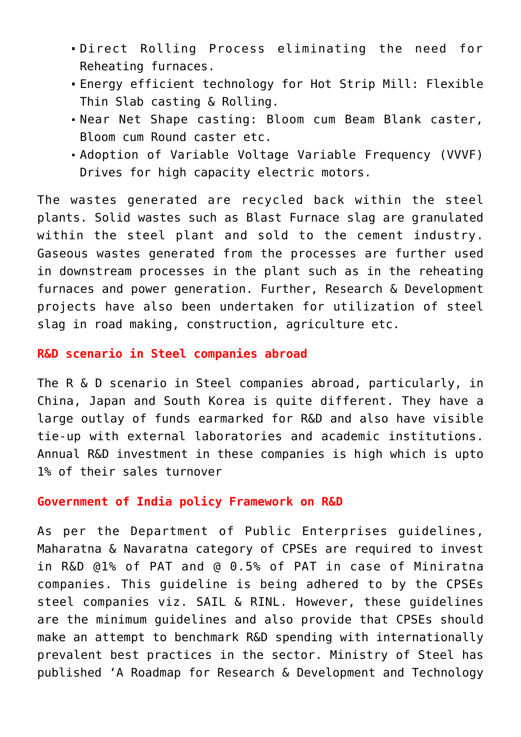- Direct Rolling Process eliminating the need for Reheating furnaces.
- Energy efficient technology for Hot Strip Mill: Flexible Thin Slab casting & Rolling.
- Near Net Shape casting: Bloom cum Beam Blank caster, Bloom cum Round caster etc.
- Adoption of Variable Voltage Variable Frequency (VVVF) Drives for high capacity electric motors.

The wastes generated are recycled back within the steel plants. Solid wastes such as Blast Furnace slag are granulated within the steel plant and sold to the cement industry. Gaseous wastes generated from the processes are further used in downstream processes in the plant such as in the reheating furnaces and power generation. Further, Research & Development projects have also been undertaken for utilization of steel slag in road making, construction, agriculture etc.

## R&D scenario in Steel companies abroad

The R & D scenario in Steel companies abroad, particularly, in China, Japan and South Korea is quite different. They have a large outlay of funds earmarked for R&D and also have visible tie-up with external laboratories and academic institutions. Annual R&D investment in these companies is high which is upto 1% of their sales turnover

## Government of India policy Framework on R&D

As per the Department of Public Enterprises guidelines, Maharatna & Navaratna category of CPSEs are required to invest in R&D @1% of PAT and @ 0.5% of PAT in case of Miniratna companies. This guideline is being adhered to by the CPSEs steel companies viz. SAIL & RINL. However, these guidelines are the minimum guidelines and also provide that CPSEs should make an attempt to benchmark R&D spending with internationally prevalent best practices in the sector. Ministry of Steel has published 'A Roadmap for Research & Development and Technology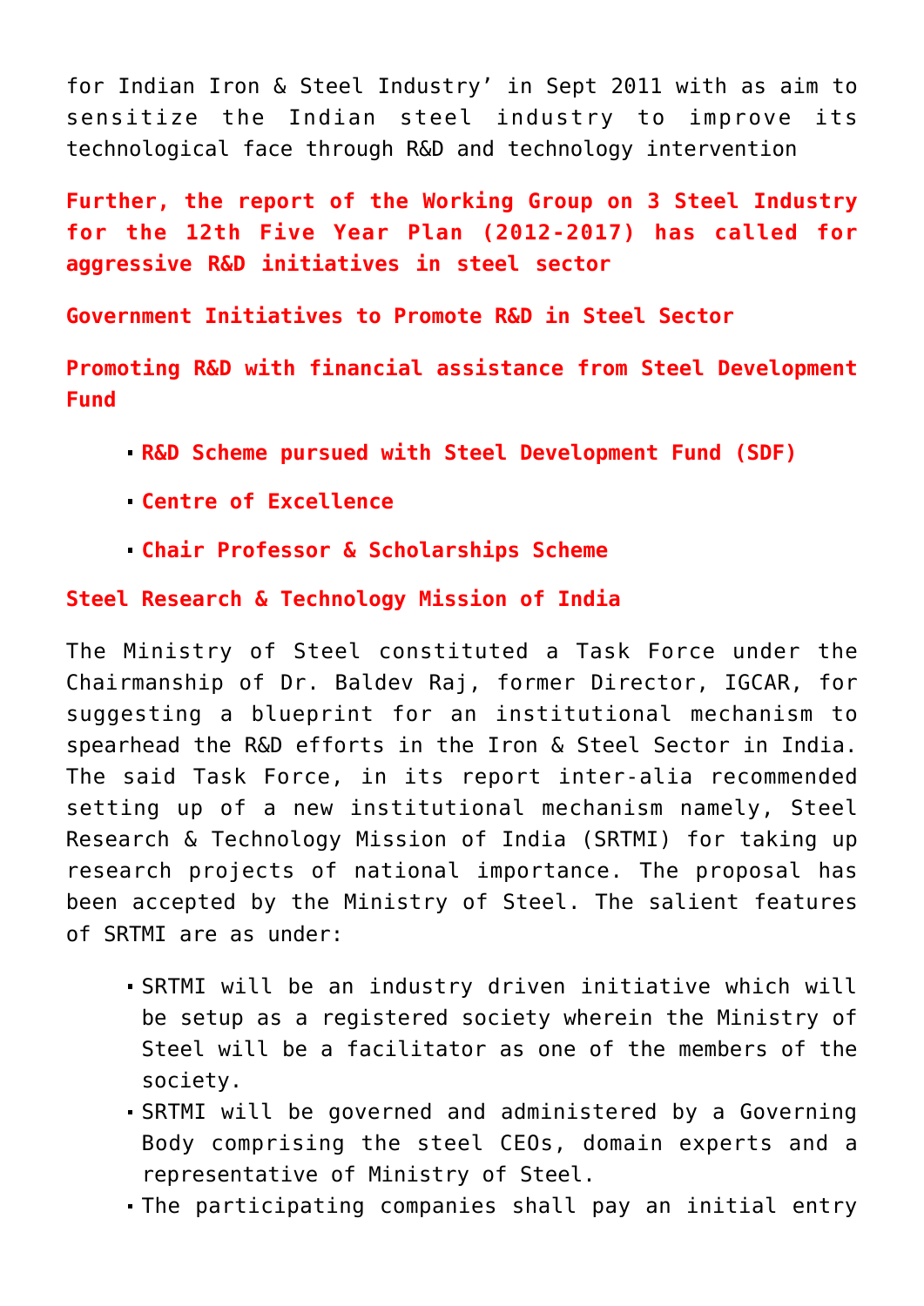for Indian Iron & Steel Industry' in Sept 2011 with as aim to sensitize the Indian steel industry to improve its technological face through R&D and technology intervention

**Further, the report of the Working Group on 3 Steel Industry for the 12th Five Year Plan (2012-2017) has called for aggressive R&D initiatives in steel sector**

**Government Initiatives to Promote R&D in Steel Sector**

**Promoting R&D with financial assistance from Steel Development Fund**

- **R&D Scheme pursued with Steel Development Fund (SDF)**
- **Centre of Excellence**
- **Chair Professor & Scholarships Scheme**

**Steel Research & Technology Mission of India**

The Ministry of Steel constituted a Task Force under the Chairmanship of Dr. Baldev Raj, former Director, IGCAR, for suggesting a blueprint for an institutional mechanism to spearhead the R&D efforts in the Iron & Steel Sector in India. The said Task Force, in its report inter-alia recommended setting up of a new institutional mechanism namely, Steel Research & Technology Mission of India (SRTMI) for taking up research projects of national importance. The proposal has been accepted by the Ministry of Steel. The salient features of SRTMI are as under:

- SRTMI will be an industry driven initiative which will be setup as a registered society wherein the Ministry of Steel will be a facilitator as one of the members of the society.
- SRTMI will be governed and administered by a Governing Body comprising the steel CEOs, domain experts and a representative of Ministry of Steel.
- The participating companies shall pay an initial entry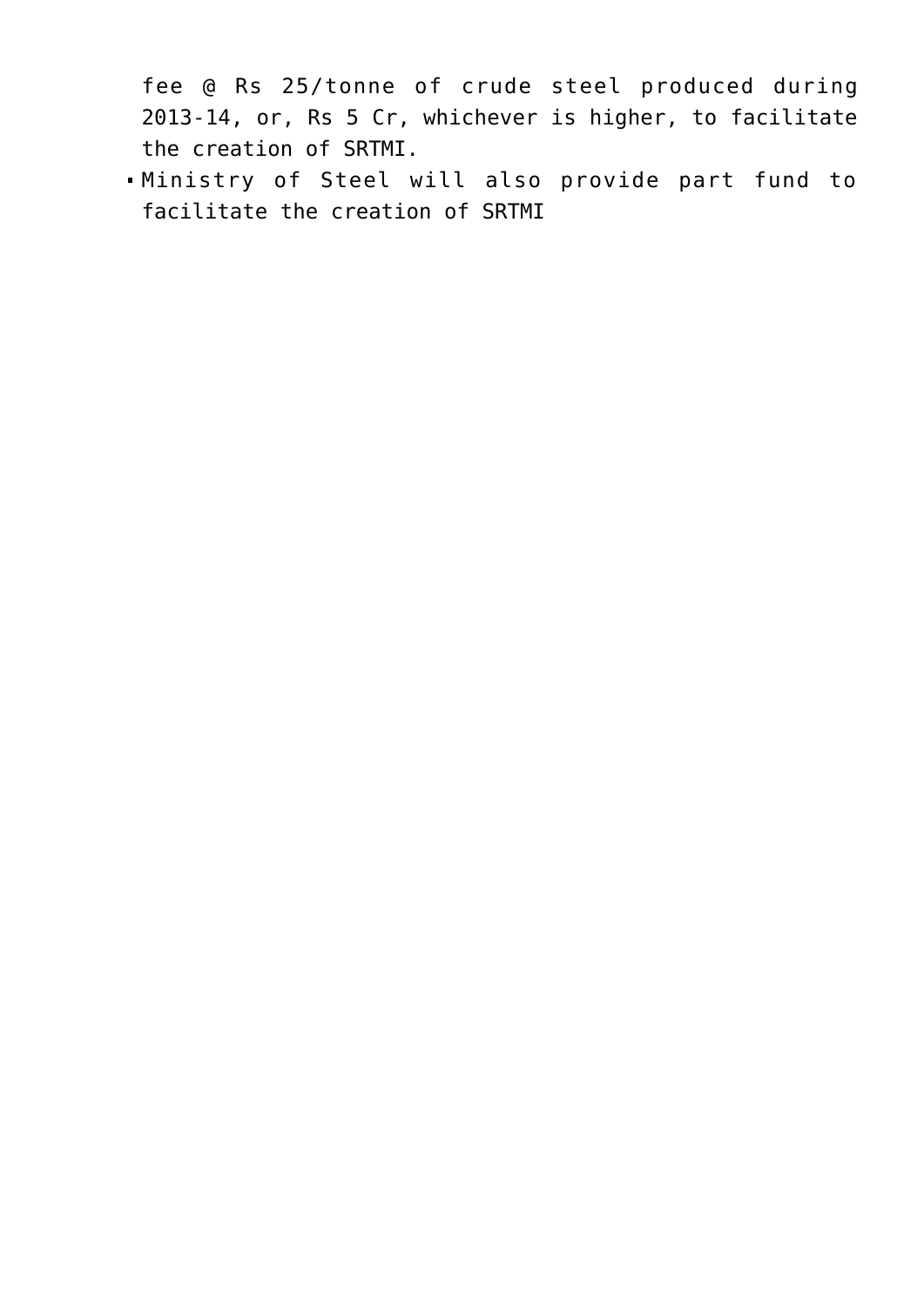fee @ Rs 25/tonne of crude steel produced during 2013-14, or, Rs 5 Cr, whichever is higher, to facilitate the creation of SRTMI.

- Ministry of Steel will also provide part fund to facilitate the creation of SRTMI